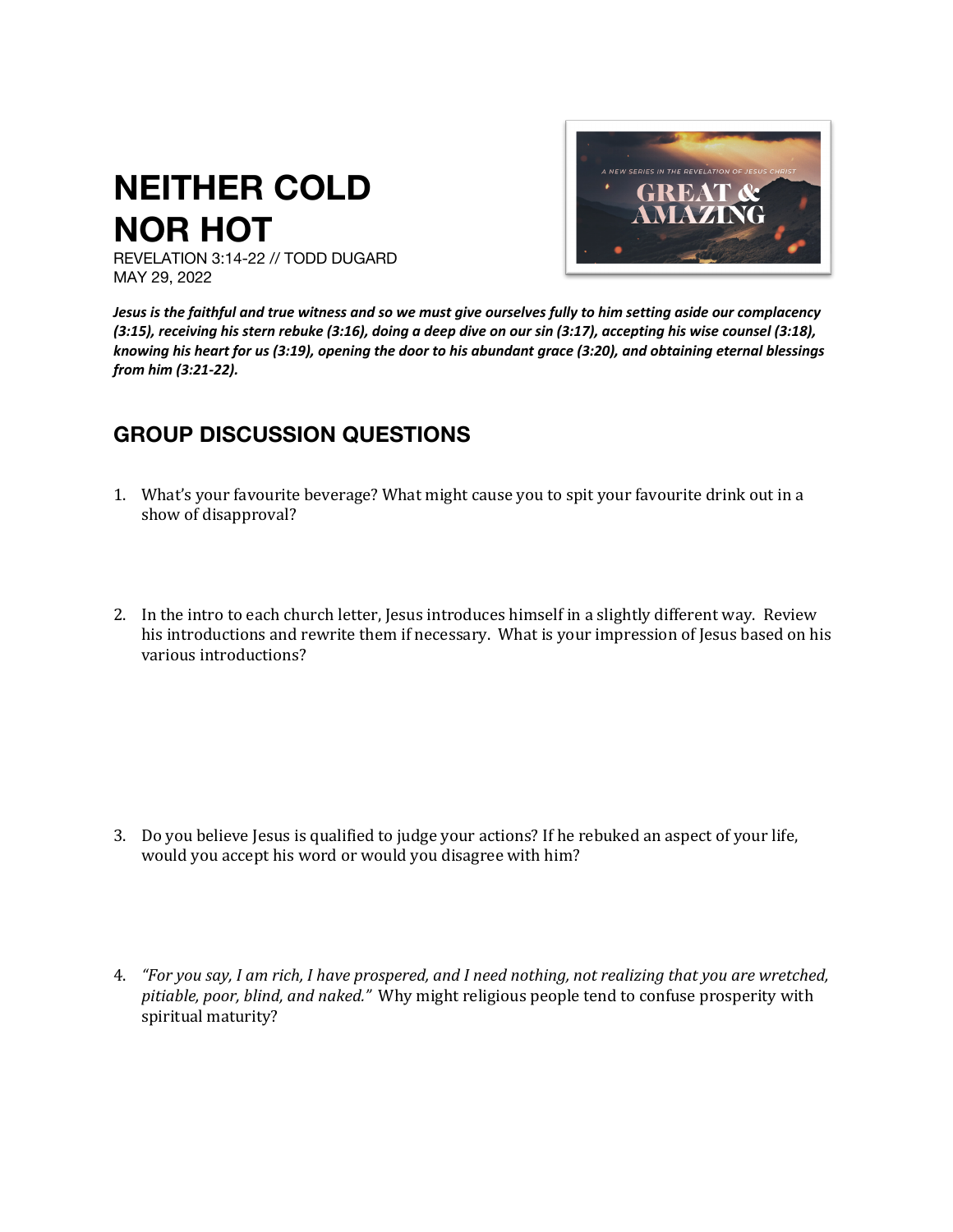# NEITHER COLD NOR HOT

REVELATION 3:14-22 // TODD DUGARD
MAY 29, 2022

***Jesus is the faithful and true witness and so we must give ourselves fully to him setting aside our complacency (3:15), receiving his stern rebuke (3:16), doing a deep dive on our sin (3:17), accepting his wise counsel (3:18), knowing his heart for us (3:19), opening the door to his abundant grace (3:20), and obtaining eternal blessings from him (3:21-22).***

## GROUP DISCUSSION QUESTIONS

1. What's your favourite beverage? What might cause you to spit your favourite drink out in a show of disapproval?

2. In the intro to each church letter, Jesus introduces himself in a slightly different way. Review his introductions and rewrite them if necessary. What is your impression of Jesus based on his various introductions?

3. Do you believe Jesus is qualified to judge your actions? If he rebuked an aspect of your life, would you accept his word or would you disagree with him?

4. *"For you say, I am rich, I have prospered, and I need nothing, not realizing that you are wretched, pitiable, poor, blind, and naked."* Why might religious people tend to confuse prosperity with spiritual maturity?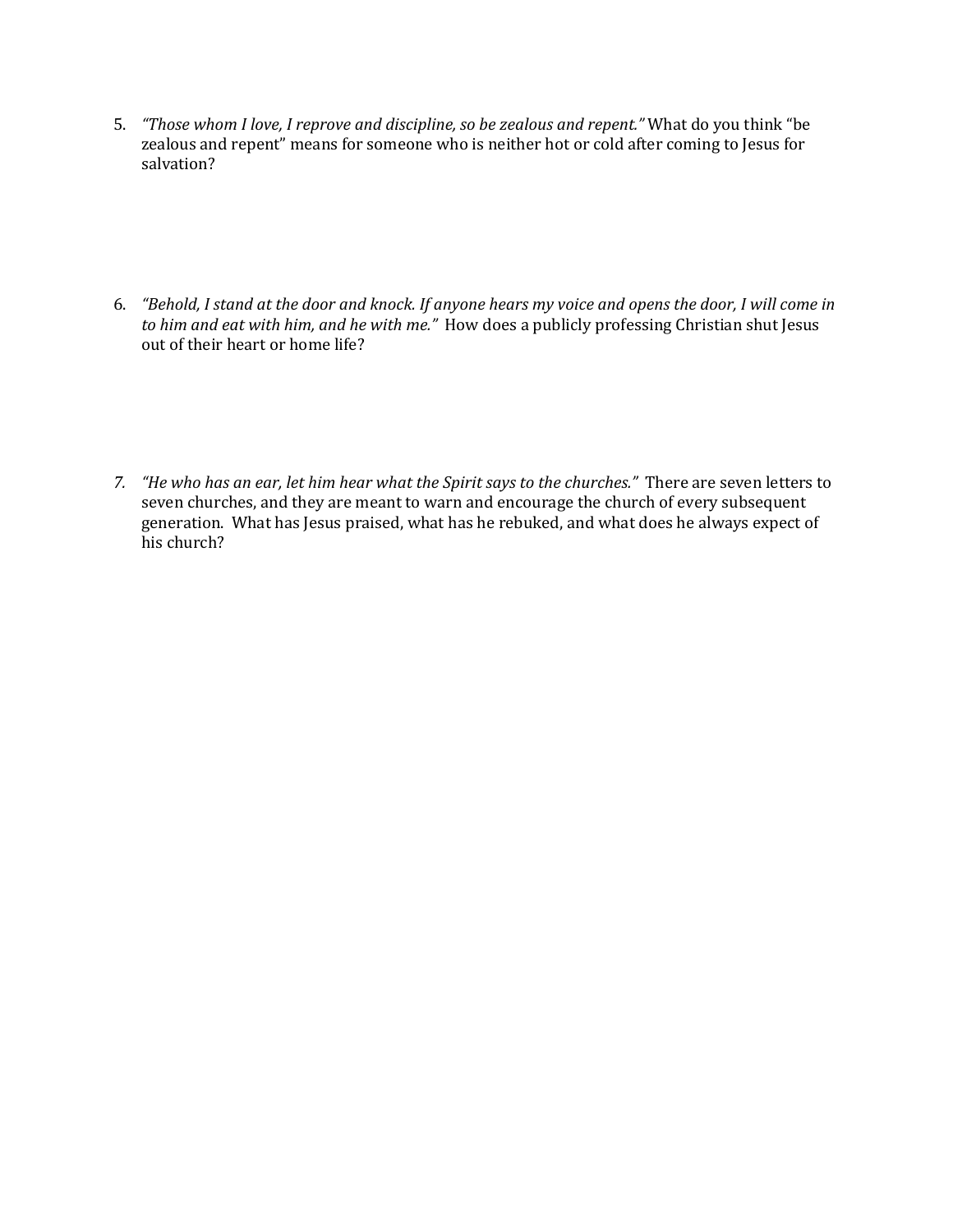5. *"Those whom I love, I reprove and discipline, so be zealous and repent."* What do you think "be zealous and repent" means for someone who is neither hot or cold after coming to Jesus for salvation?

6. *"Behold, I stand at the door and knock. If anyone hears my voice and opens the door, I will come in to him and eat with him, and he with me."* How does a publicly professing Christian shut Jesus out of their heart or home life?

7. *"He who has an ear, let him hear what the Spirit says to the churches."* There are seven letters to seven churches, and they are meant to warn and encourage the church of every subsequent generation. What has Jesus praised, what has he rebuked, and what does he always expect of his church?